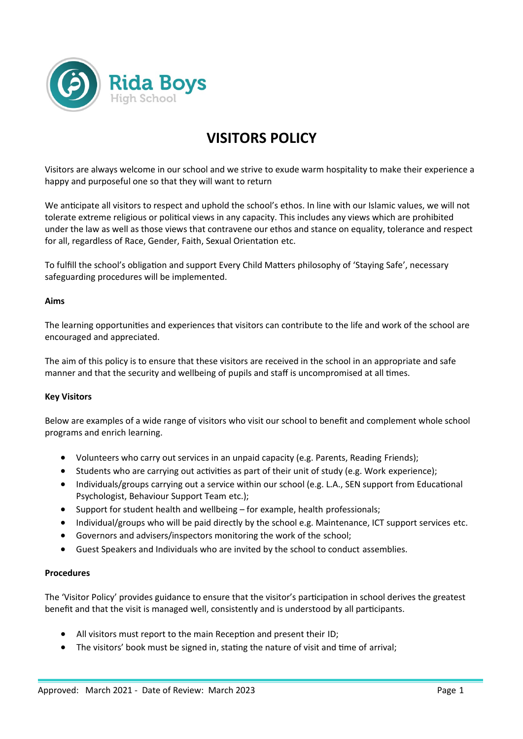Rida Boys
High School

# VISITORS POLICY

Visitors are always welcome in our school and we strive to exude warm hospitality to make their experience a happy and purposeful one so that they will want to return

We anticipate all visitors to respect and uphold the school's ethos. In line with our Islamic values, we will not tolerate extreme religious or political views in any capacity. This includes any views which are prohibited under the law as well as those views that contravene our ethos and stance on equality, tolerance and respect for all, regardless of Race, Gender, Faith, Sexual Orientation etc.

To fulfill the school's obligation and support Every Child Matters philosophy of 'Staying Safe', necessary safeguarding procedures will be implemented.

**Aims**

The learning opportunities and experiences that visitors can contribute to the life and work of the school are encouraged and appreciated.

The aim of this policy is to ensure that these visitors are received in the school in an appropriate and safe manner and that the security and wellbeing of pupils and staff is uncompromised at all times.

**Key Visitors**

Below are examples of a wide range of visitors who visit our school to benefit and complement whole school programs and enrich learning.

- Volunteers who carry out services in an unpaid capacity (e.g. Parents, Reading Friends);
- Students who are carrying out activities as part of their unit of study (e.g. Work experience);
- Individuals/groups carrying out a service within our school (e.g. L.A., SEN support from Educational Psychologist, Behaviour Support Team etc.);
- Support for student health and wellbeing – for example, health professionals;
- Individual/groups who will be paid directly by the school e.g. Maintenance, ICT support services etc.
- Governors and advisers/inspectors monitoring the work of the school;
- Guest Speakers and Individuals who are invited by the school to conduct assemblies.

**Procedures**

The 'Visitor Policy' provides guidance to ensure that the visitor's participation in school derives the greatest benefit and that the visit is managed well, consistently and is understood by all participants.

- All visitors must report to the main Reception and present their ID;
- The visitors' book must be signed in, stating the nature of visit and time of arrival;

Approved: March 2021 - Date of Review: March 2023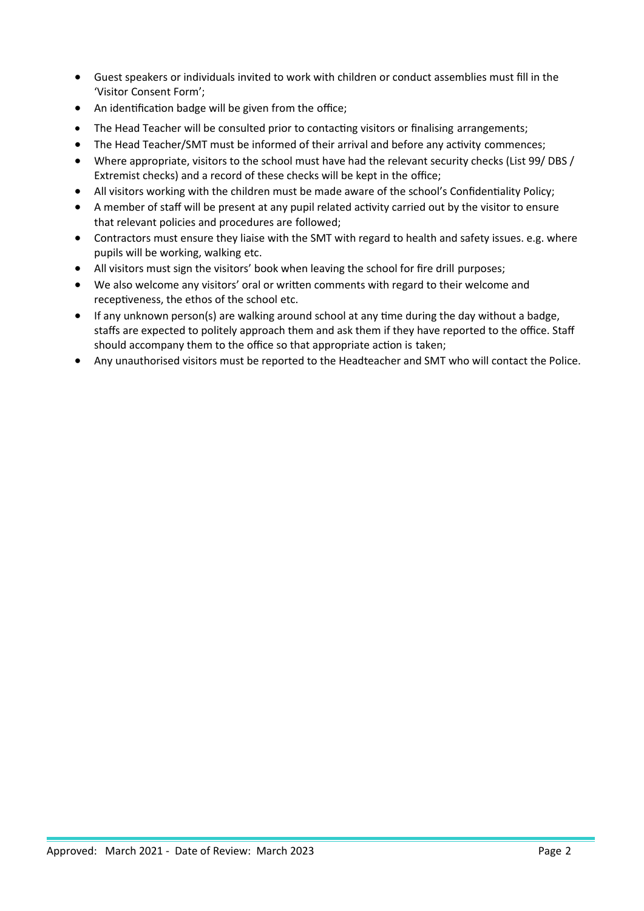- Guest speakers or individuals invited to work with children or conduct assemblies must fill in the 'Visitor Consent Form';
- An identification badge will be given from the office;
- The Head Teacher will be consulted prior to contacting visitors or finalising arrangements;
- The Head Teacher/SMT must be informed of their arrival and before any activity commences;
- Where appropriate, visitors to the school must have had the relevant security checks (List 99/ DBS / Extremist checks) and a record of these checks will be kept in the office;
- All visitors working with the children must be made aware of the school's Confidentiality Policy;
- A member of staff will be present at any pupil related activity carried out by the visitor to ensure that relevant policies and procedures are followed;
- Contractors must ensure they liaise with the SMT with regard to health and safety issues. e.g. where pupils will be working, walking etc.
- All visitors must sign the visitors' book when leaving the school for fire drill purposes;
- We also welcome any visitors' oral or written comments with regard to their welcome and receptiveness, the ethos of the school etc.
- If any unknown person(s) are walking around school at any time during the day without a badge, staffs are expected to politely approach them and ask them if they have reported to the office. Staff should accompany them to the office so that appropriate action is taken;
- Any unauthorised visitors must be reported to the Headteacher and SMT who will contact the Police.

Approved: March 2021 - Date of Review: March 2023